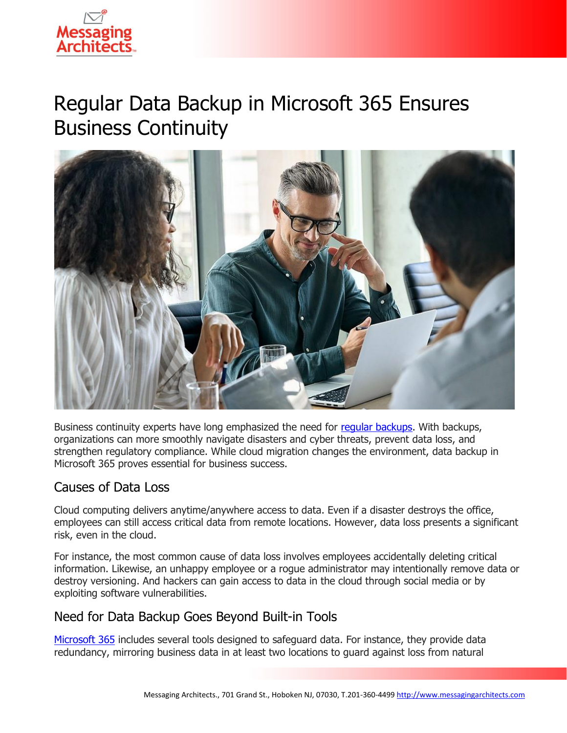# Regular Data Backup in Microsoft 365 Ensures Business Continuity

Business continuity experts have long emphasized the need for [regular backups](). With backups, organizations can more smoothly navigate disasters and cyber threats, prevent data loss, and strengthen regulatory compliance. While cloud migration changes the environment, data backup in Microsoft 365 proves essential for business success.

## Causes of Data Loss

Cloud computing delivers anytime/anywhere access to data. Even if a disaster destroys the office, employees can still access critical data from remote locations. However, data loss presents a significant risk, even in the cloud.

For instance, the most common cause of data loss involves employees accidentally deleting critical information. Likewise, an unhappy employee or a rogue administrator may intentionally remove data or destroy versioning. And hackers can gain access to data in the cloud through social media or by exploiting software vulnerabilities.

## Need for Data Backup Goes Beyond Built-in Tools

[Microsoft 365]() includes several tools designed to safeguard data. For instance, they provide data redundancy, mirroring business data in at least two locations to guard against loss from natural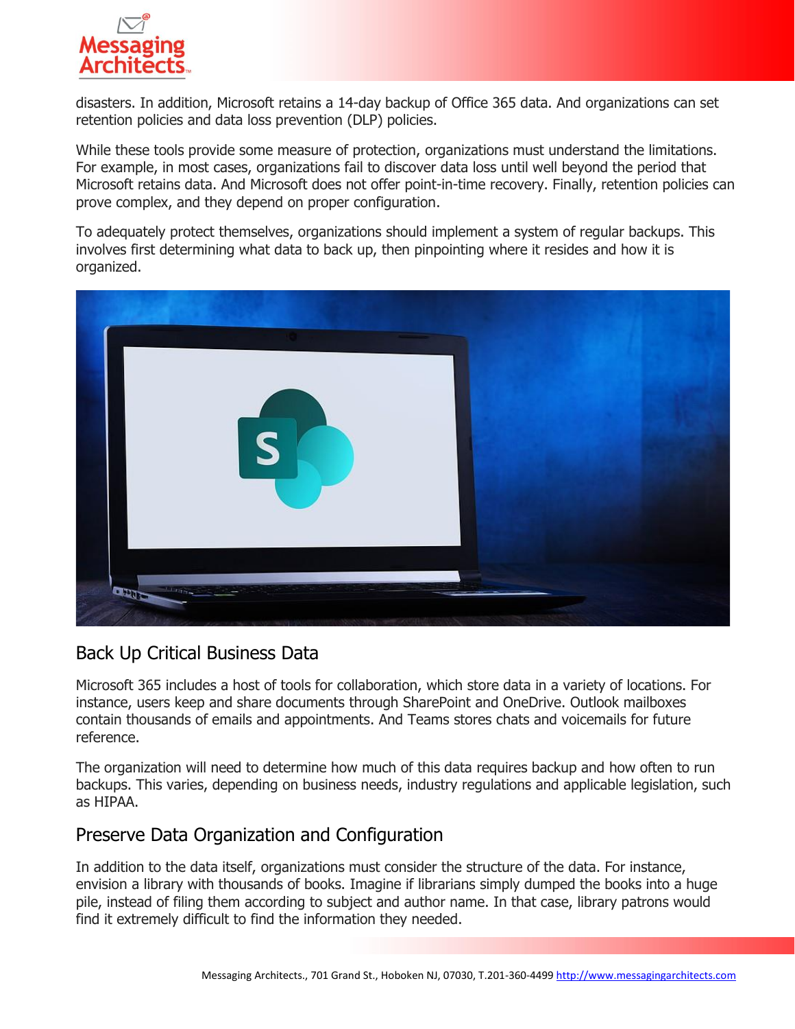disasters. In addition, Microsoft retains a 14-day backup of Office 365 data. And organizations can set retention policies and data loss prevention (DLP) policies.

While these tools provide some measure of protection, organizations must understand the limitations. For example, in most cases, organizations fail to discover data loss until well beyond the period that Microsoft retains data. And Microsoft does not offer point-in-time recovery. Finally, retention policies can prove complex, and they depend on proper configuration.

To adequately protect themselves, organizations should implement a system of regular backups. This involves first determining what data to back up, then pinpointing where it resides and how it is organized.

## Back Up Critical Business Data

Microsoft 365 includes a host of tools for collaboration, which store data in a variety of locations. For instance, users keep and share documents through SharePoint and OneDrive. Outlook mailboxes contain thousands of emails and appointments. And Teams stores chats and voicemails for future reference.

The organization will need to determine how much of this data requires backup and how often to run backups. This varies, depending on business needs, industry regulations and applicable legislation, such as HIPAA.

## Preserve Data Organization and Configuration

In addition to the data itself, organizations must consider the structure of the data. For instance, envision a library with thousands of books. Imagine if librarians simply dumped the books into a huge pile, instead of filing them according to subject and author name. In that case, library patrons would find it extremely difficult to find the information they needed.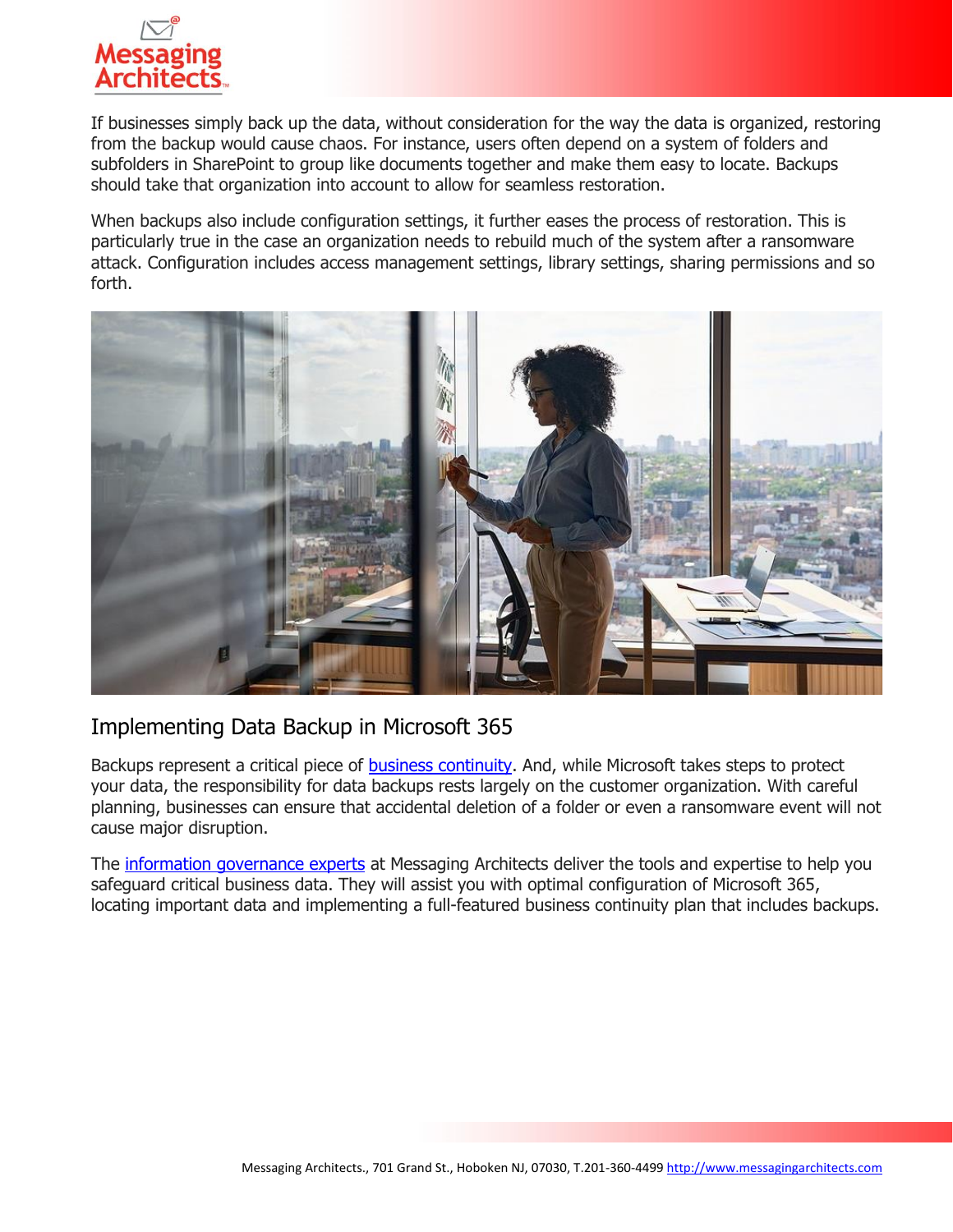If businesses simply back up the data, without consideration for the way the data is organized, restoring from the backup would cause chaos. For instance, users often depend on a system of folders and subfolders in SharePoint to group like documents together and make them easy to locate. Backups should take that organization into account to allow for seamless restoration.

When backups also include configuration settings, it further eases the process of restoration. This is particularly true in the case an organization needs to rebuild much of the system after a ransomware attack. Configuration includes access management settings, library settings, sharing permissions and so forth.

## Implementing Data Backup in Microsoft 365

Backups represent a critical piece of [business continuity](). And, while Microsoft takes steps to protect your data, the responsibility for data backups rests largely on the customer organization. With careful planning, businesses can ensure that accidental deletion of a folder or even a ransomware event will not cause major disruption.

The [information governance experts]() at Messaging Architects deliver the tools and expertise to help you safeguard critical business data. They will assist you with optimal configuration of Microsoft 365, locating important data and implementing a full-featured business continuity plan that includes backups.